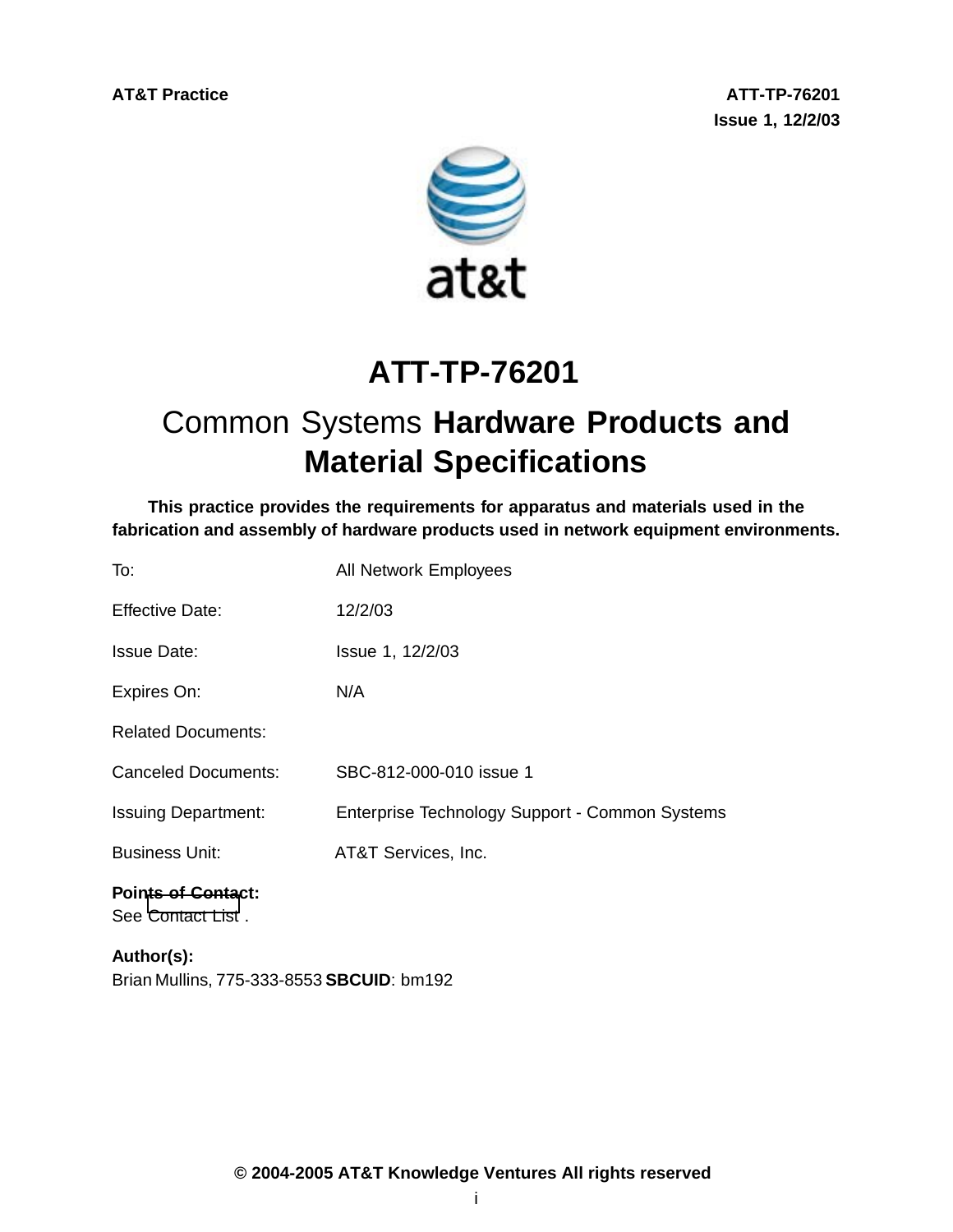# ATT-TP-76201

## Common Systems **Hardware Products and Material Specifications**

**This practice provides the requirements for apparatus and materials used in the fabrication and assembly of hardware products used in network equipment environments.**

| | |
|---|---|
| To: | All Network Employees |
| Effective Date: | 12/2/03 |
| Issue Date: | Issue 1, 12/2/03 |
| Expires On: | N/A |
| Related Documents: | |
| Canceled Documents: | SBC-812-000-010 issue 1 |
| Issuing Department: | Enterprise Technology Support - Common Systems |
| Business Unit: | AT&T Services, Inc. |

**Points of Contact:**
See Contact List .

**Author(s):**
Brian Mullins, 775-333-8553 **SBCUID**: bm192

**© 2004-2005 AT&T Knowledge Ventures All rights reserved**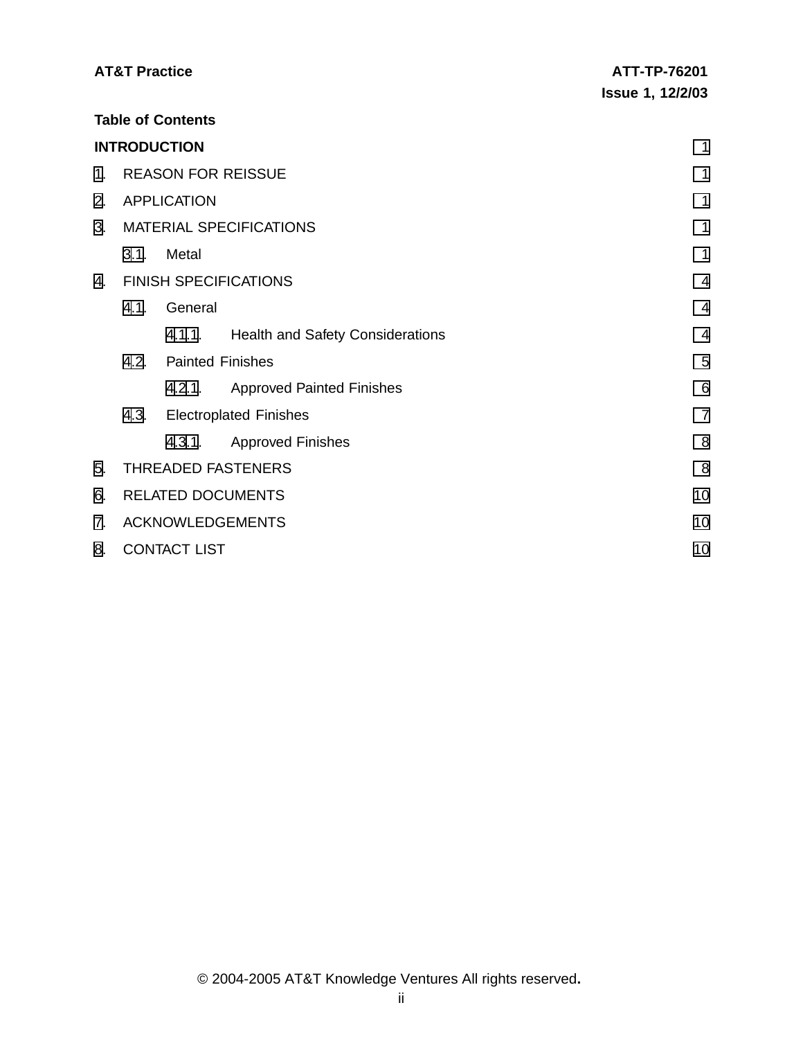**Table of Contents**

| | |
|---|---|
| **INTRODUCTION** | 1 |
| 1. REASON FOR REISSUE | 1 |
| 2. APPLICATION | 1 |
| 3. MATERIAL SPECIFICATIONS | 1 |
| 3.1. Metal | 1 |
| 4. FINISH SPECIFICATIONS | 4 |
| 4.1. General | 4 |
| 4.1.1. Health and Safety Considerations | 4 |
| 4.2. Painted Finishes | 5 |
| 4.2.1. Approved Painted Finishes | 6 |
| 4.3. Electroplated Finishes | 7 |
| 4.3.1. Approved Finishes | 8 |
| 5. THREADED FASTENERS | 8 |
| 6. RELATED DOCUMENTS | 10 |
| 7. ACKNOWLEDGEMENTS | 10 |
| 8. CONTACT LIST | 10 |

© 2004-2005 AT&T Knowledge Ventures All rights reserved.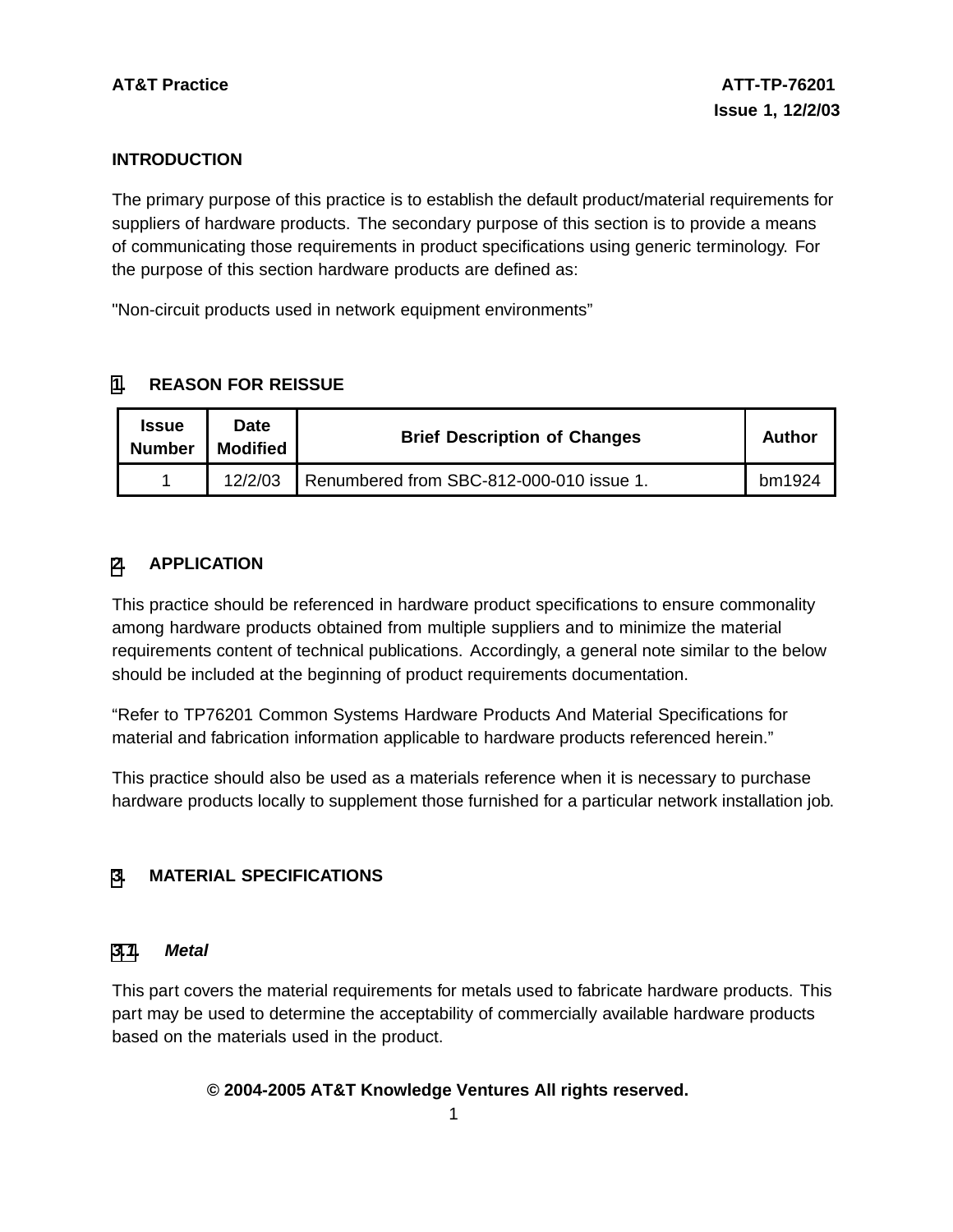## INTRODUCTION

The primary purpose of this practice is to establish the default product/material requirements for suppliers of hardware products. The secondary purpose of this section is to provide a means of communicating those requirements in product specifications using generic terminology. For the purpose of this section hardware products are defined as:

"Non-circuit products used in network equipment environments”

## 1. REASON FOR REISSUE

| Issue Number | Date Modified | Brief Description of Changes | Author |
|---|---|---|---|
| 1 | 12/2/03 | Renumbered from SBC-812-000-010 issue 1. | bm1924 |

## 2. APPLICATION

This practice should be referenced in hardware product specifications to ensure commonality among hardware products obtained from multiple suppliers and to minimize the material requirements content of technical publications. Accordingly, a general note similar to the below should be included at the beginning of product requirements documentation.

“Refer to TP76201 Common Systems Hardware Products And Material Specifications for material and fabrication information applicable to hardware products referenced herein.”

This practice should also be used as a materials reference when it is necessary to purchase hardware products locally to supplement those furnished for a particular network installation job.

## 3. MATERIAL SPECIFICATIONS

### *3.1. Metal*

This part covers the material requirements for metals used to fabricate hardware products. This part may be used to determine the acceptability of commercially available hardware products based on the materials used in the product.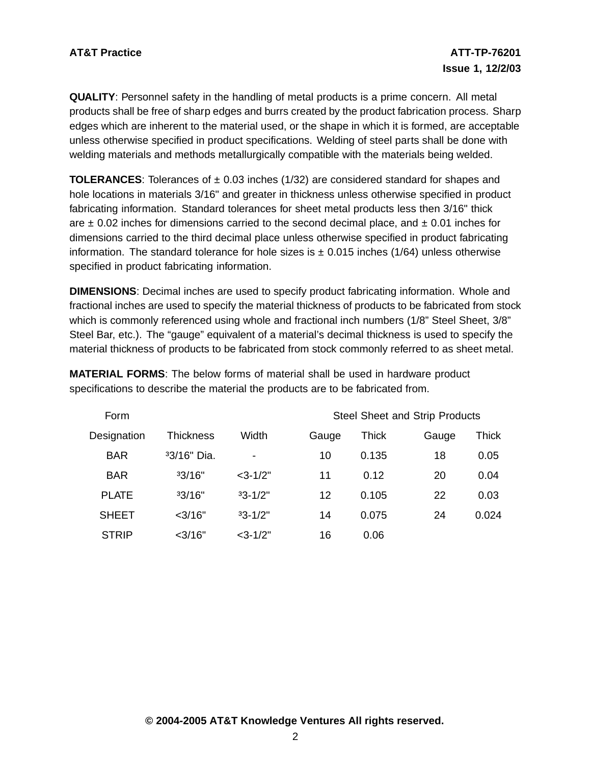**QUALITY**: Personnel safety in the handling of metal products is a prime concern. All metal products shall be free of sharp edges and burrs created by the product fabrication process. Sharp edges which are inherent to the material used, or the shape in which it is formed, are acceptable unless otherwise specified in product specifications. Welding of steel parts shall be done with welding materials and methods metallurgically compatible with the materials being welded.

**TOLERANCES**: Tolerances of ± 0.03 inches (1/32) are considered standard for shapes and hole locations in materials 3/16" and greater in thickness unless otherwise specified in product fabricating information. Standard tolerances for sheet metal products less then 3/16" thick are ± 0.02 inches for dimensions carried to the second decimal place, and ± 0.01 inches for dimensions carried to the third decimal place unless otherwise specified in product fabricating information. The standard tolerance for hole sizes is ± 0.015 inches (1/64) unless otherwise specified in product fabricating information.

**DIMENSIONS**: Decimal inches are used to specify product fabricating information. Whole and fractional inches are used to specify the material thickness of products to be fabricated from stock which is commonly referenced using whole and fractional inch numbers (1/8" Steel Sheet, 3/8" Steel Bar, etc.). The "gauge" equivalent of a material's decimal thickness is used to specify the material thickness of products to be fabricated from stock commonly referred to as sheet metal.

**MATERIAL FORMS**: The below forms of material shall be used in hardware product specifications to describe the material the products are to be fabricated from.

| Form | | | Steel Sheet and Strip Products | | | |
|---|---|---|---|---|---|---|
| Designation | Thickness | Width | Gauge | Thick | Gauge | Thick |
| BAR | ³3/16" Dia. | - | 10 | 0.135 | 18 | 0.05 |
| BAR | ³3/16" | <3-1/2" | 11 | 0.12 | 20 | 0.04 |
| PLATE | ³3/16" | ³3-1/2" | 12 | 0.105 | 22 | 0.03 |
| SHEET | <3/16" | ³3-1/2" | 14 | 0.075 | 24 | 0.024 |
| STRIP | <3/16" | <3-1/2" | 16 | 0.06 | | |

**© 2004-2005 AT&T Knowledge Ventures All rights reserved.**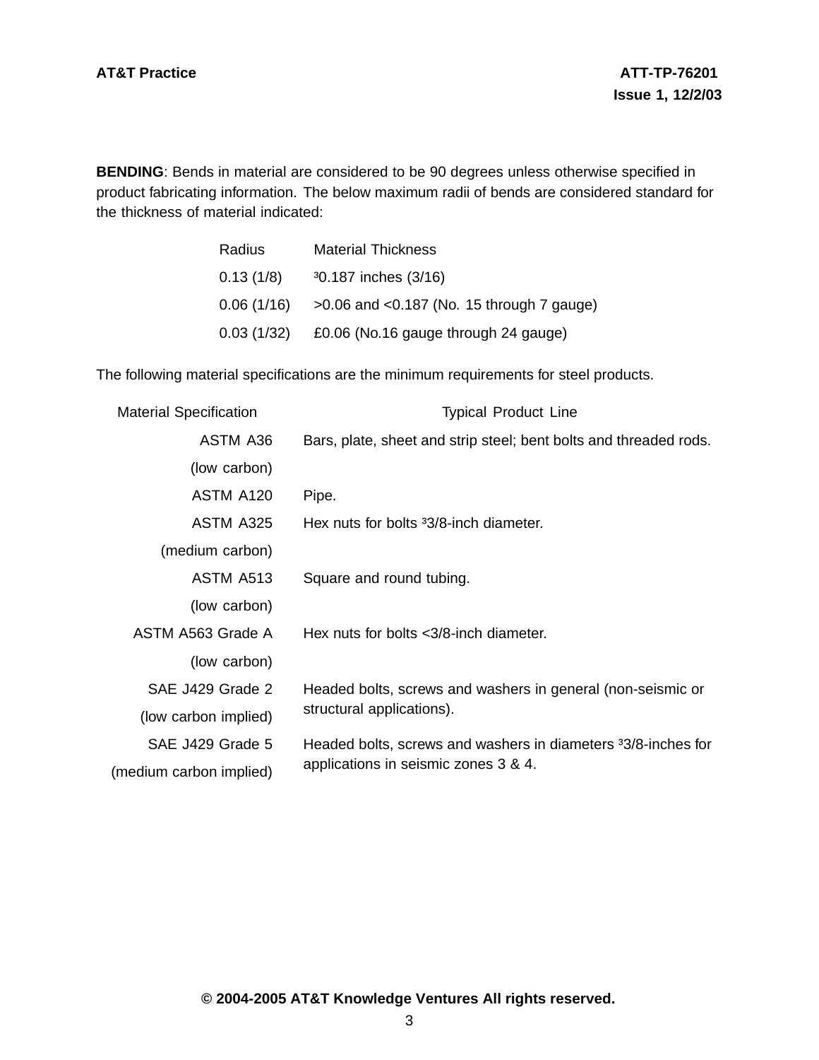**BENDING**: Bends in material are considered to be 90 degrees unless otherwise specified in product fabricating information. The below maximum radii of bends are considered standard for the thickness of material indicated:

| Radius | Material Thickness |
|---|---|
| 0.13 (1/8) | ³0.187 inches (3/16) |
| 0.06 (1/16) | >0.06 and <0.187 (No. 15 through 7 gauge) |
| 0.03 (1/32) | £0.06 (No.16 gauge through 24 gauge) |

The following material specifications are the minimum requirements for steel products.

| Material Specification | Typical Product Line |
|---|---|
| ASTM A36 (low carbon) | Bars, plate, sheet and strip steel; bent bolts and threaded rods. |
| ASTM A120 | Pipe. |
| ASTM A325 (medium carbon) | Hex nuts for bolts ³3/8-inch diameter. |
| ASTM A513 (low carbon) | Square and round tubing. |
| ASTM A563 Grade A (low carbon) | Hex nuts for bolts <3/8-inch diameter. |
| SAE J429 Grade 2 (low carbon implied) | Headed bolts, screws and washers in general (non-seismic or structural applications). |
| SAE J429 Grade 5 (medium carbon implied) | Headed bolts, screws and washers in diameters ³3/8-inches for applications in seismic zones 3 & 4. |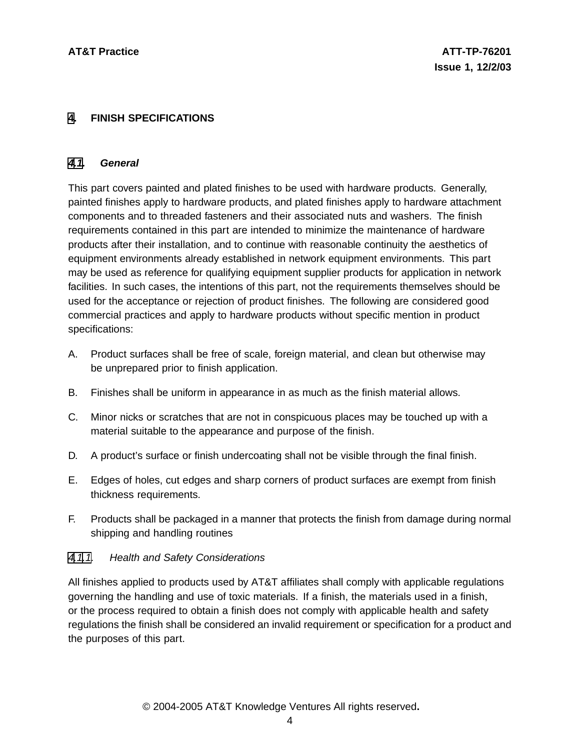# 4. FINISH SPECIFICATIONS

## 4.1. *General*

This part covers painted and plated finishes to be used with hardware products. Generally, painted finishes apply to hardware products, and plated finishes apply to hardware attachment components and to threaded fasteners and their associated nuts and washers. The finish requirements contained in this part are intended to minimize the maintenance of hardware products after their installation, and to continue with reasonable continuity the aesthetics of equipment environments already established in network equipment environments. This part may be used as reference for qualifying equipment supplier products for application in network facilities. In such cases, the intentions of this part, not the requirements themselves should be used for the acceptance or rejection of product finishes. The following are considered good commercial practices and apply to hardware products without specific mention in product specifications:

A. Product surfaces shall be free of scale, foreign material, and clean but otherwise may be unprepared prior to finish application.

B. Finishes shall be uniform in appearance in as much as the finish material allows.

C. Minor nicks or scratches that are not in conspicuous places may be touched up with a material suitable to the appearance and purpose of the finish.

D. A product's surface or finish undercoating shall not be visible through the final finish.

E. Edges of holes, cut edges and sharp corners of product surfaces are exempt from finish thickness requirements.

F. Products shall be packaged in a manner that protects the finish from damage during normal shipping and handling routines

### 4.1.1. *Health and Safety Considerations*

All finishes applied to products used by AT&T affiliates shall comply with applicable regulations governing the handling and use of toxic materials. If a finish, the materials used in a finish, or the process required to obtain a finish does not comply with applicable health and safety regulations the finish shall be considered an invalid requirement or specification for a product and the purposes of this part.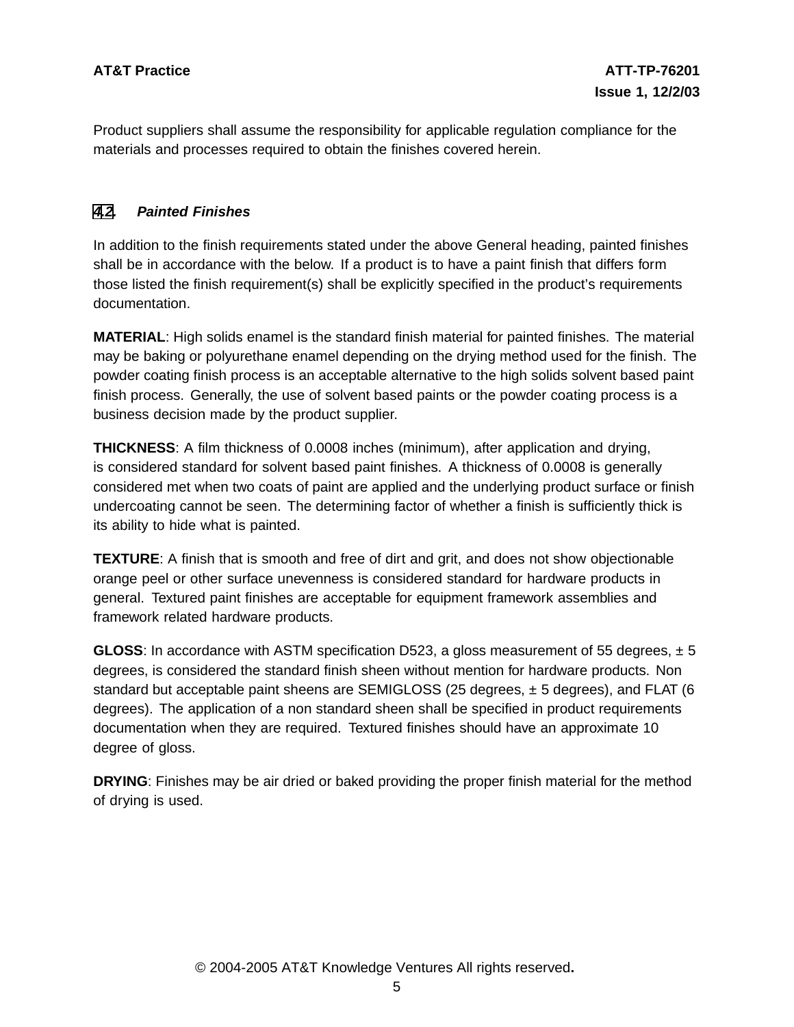Product suppliers shall assume the responsibility for applicable regulation compliance for the materials and processes required to obtain the finishes covered herein.

### 4.2. *Painted Finishes*

In addition to the finish requirements stated under the above General heading, painted finishes shall be in accordance with the below. If a product is to have a paint finish that differs form those listed the finish requirement(s) shall be explicitly specified in the product's requirements documentation.

**MATERIAL**: High solids enamel is the standard finish material for painted finishes. The material may be baking or polyurethane enamel depending on the drying method used for the finish. The powder coating finish process is an acceptable alternative to the high solids solvent based paint finish process. Generally, the use of solvent based paints or the powder coating process is a business decision made by the product supplier.

**THICKNESS**: A film thickness of 0.0008 inches (minimum), after application and drying, is considered standard for solvent based paint finishes. A thickness of 0.0008 is generally considered met when two coats of paint are applied and the underlying product surface or finish undercoating cannot be seen. The determining factor of whether a finish is sufficiently thick is its ability to hide what is painted.

**TEXTURE**: A finish that is smooth and free of dirt and grit, and does not show objectionable orange peel or other surface unevenness is considered standard for hardware products in general. Textured paint finishes are acceptable for equipment framework assemblies and framework related hardware products.

**GLOSS**: In accordance with ASTM specification D523, a gloss measurement of 55 degrees, ± 5 degrees, is considered the standard finish sheen without mention for hardware products. Non standard but acceptable paint sheens are SEMIGLOSS (25 degrees, ± 5 degrees), and FLAT (6 degrees). The application of a non standard sheen shall be specified in product requirements documentation when they are required. Textured finishes should have an approximate 10 degree of gloss.

**DRYING**: Finishes may be air dried or baked providing the proper finish material for the method of drying is used.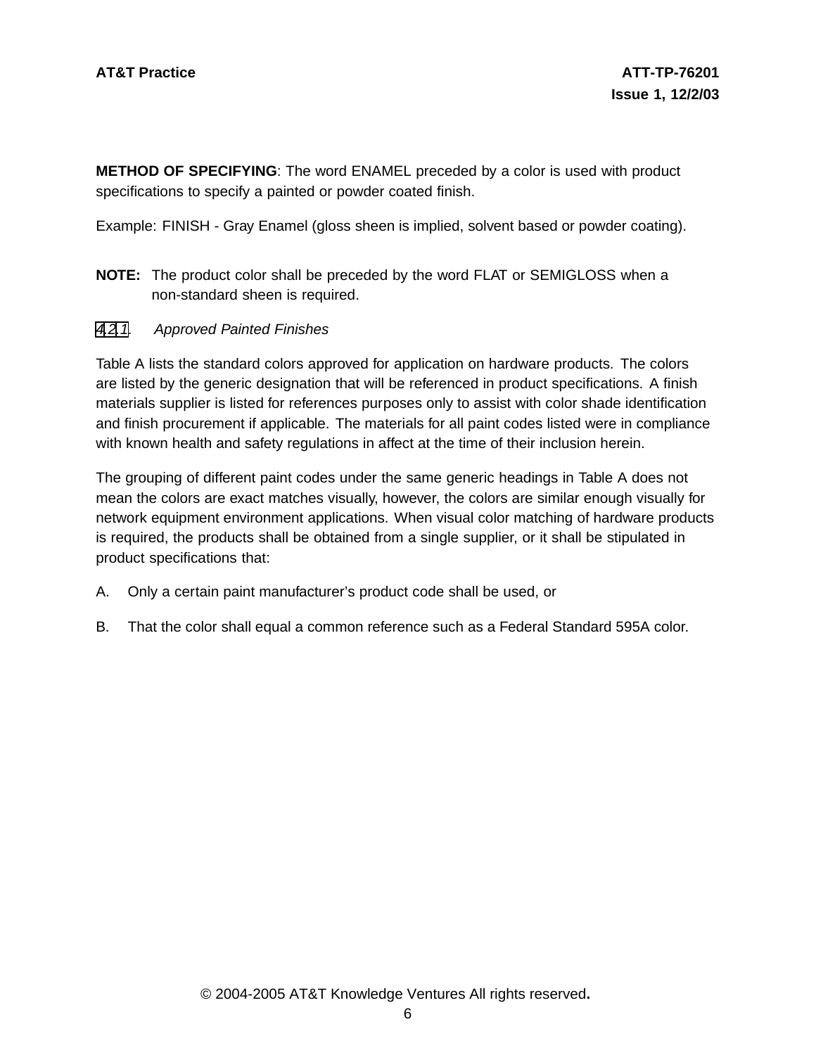**METHOD OF SPECIFYING**: The word ENAMEL preceded by a color is used with product specifications to specify a painted or powder coated finish.

Example: FINISH - Gray Enamel (gloss sheen is implied, solvent based or powder coating).

**NOTE:** The product color shall be preceded by the word FLAT or SEMIGLOSS when a non-standard sheen is required.

#### *4.2.1. Approved Painted Finishes*

Table A lists the standard colors approved for application on hardware products. The colors are listed by the generic designation that will be referenced in product specifications. A finish materials supplier is listed for references purposes only to assist with color shade identification and finish procurement if applicable. The materials for all paint codes listed were in compliance with known health and safety regulations in affect at the time of their inclusion herein.

The grouping of different paint codes under the same generic headings in Table A does not mean the colors are exact matches visually, however, the colors are similar enough visually for network equipment environment applications. When visual color matching of hardware products is required, the products shall be obtained from a single supplier, or it shall be stipulated in product specifications that:

A. Only a certain paint manufacturer's product code shall be used, or

B. That the color shall equal a common reference such as a Federal Standard 595A color.

© 2004-2005 AT&T Knowledge Ventures All rights reserved.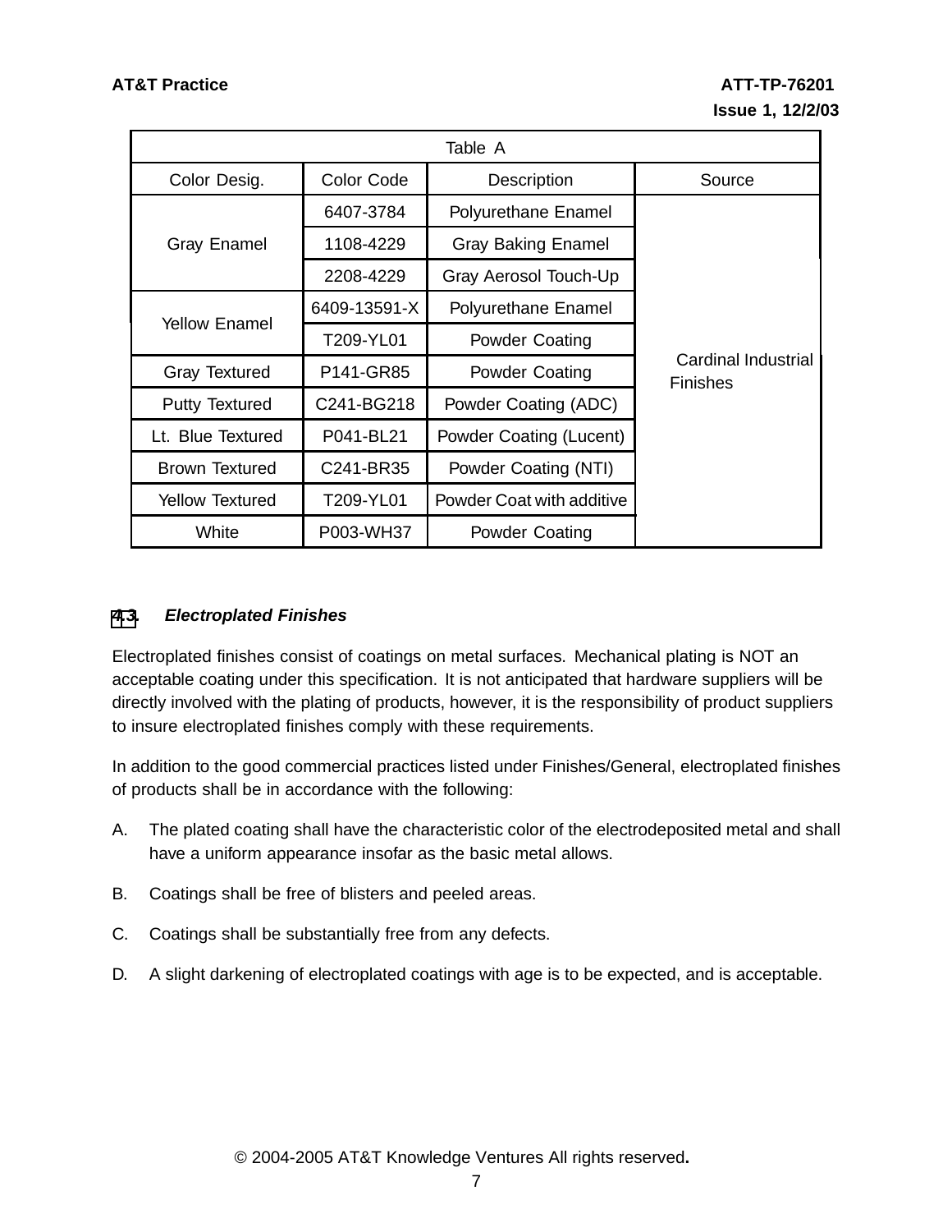| Table A | | | |
|---|---|---|---|
| Color Desig. | Color Code | Description | Source |
| Gray Enamel | 6407-3784 | Polyurethane Enamel | Cardinal Industrial Finishes |
| | 1108-4229 | Gray Baking Enamel | |
| | 2208-4229 | Gray Aerosol Touch-Up | |
| Yellow Enamel | 6409-13591-X | Polyurethane Enamel | |
| | T209-YL01 | Powder Coating | |
| Gray Textured | P141-GR85 | Powder Coating | |
| Putty Textured | C241-BG218 | Powder Coating (ADC) | |
| Lt. Blue Textured | P041-BL21 | Powder Coating (Lucent) | |
| Brown Textured | C241-BR35 | Powder Coating (NTI) | |
| Yellow Textured | T209-YL01 | Powder Coat with additive | |
| White | P003-WH37 | Powder Coating | |

### 4.3. *Electroplated Finishes*

Electroplated finishes consist of coatings on metal surfaces. Mechanical plating is NOT an acceptable coating under this specification. It is not anticipated that hardware suppliers will be directly involved with the plating of products, however, it is the responsibility of product suppliers to insure electroplated finishes comply with these requirements.

In addition to the good commercial practices listed under Finishes/General, electroplated finishes of products shall be in accordance with the following:

A. The plated coating shall have the characteristic color of the electrodeposited metal and shall have a uniform appearance insofar as the basic metal allows.

B. Coatings shall be free of blisters and peeled areas.

C. Coatings shall be substantially free from any defects.

D. A slight darkening of electroplated coatings with age is to be expected, and is acceptable.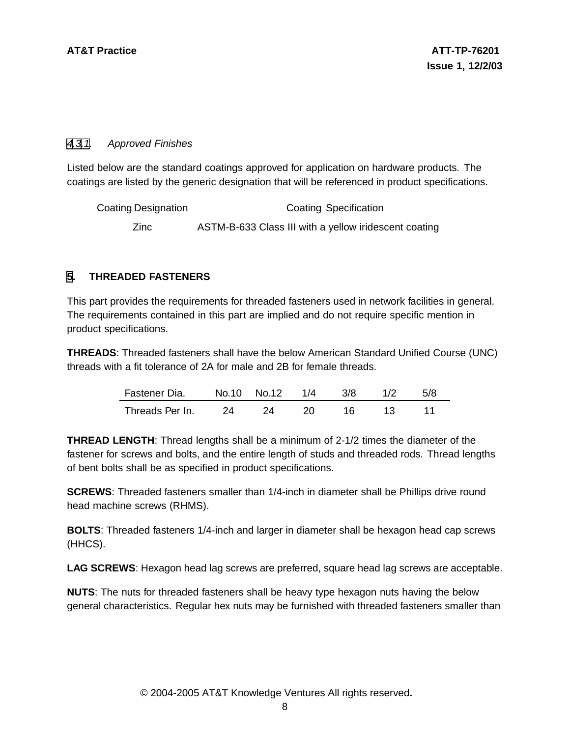#### 4.3.1. *Approved Finishes*

Listed below are the standard coatings approved for application on hardware products. The coatings are listed by the generic designation that will be referenced in product specifications.

| Coating Designation | Coating Specification |
|---|---|
| Zinc | ASTM-B-633 Class III with a yellow iridescent coating |

## 5. THREADED FASTENERS

This part provides the requirements for threaded fasteners used in network facilities in general. The requirements contained in this part are implied and do not require specific mention in product specifications.

**THREADS**: Threaded fasteners shall have the below American Standard Unified Course (UNC) threads with a fit tolerance of 2A for male and 2B for female threads.

| Fastener Dia. | No.10 | No.12 | 1/4 | 3/8 | 1/2 | 5/8 |
|---|---|---|---|---|---|---|
| Threads Per In. | 24 | 24 | 20 | 16 | 13 | 11 |

**THREAD LENGTH**: Thread lengths shall be a minimum of 2-1/2 times the diameter of the fastener for screws and bolts, and the entire length of studs and threaded rods. Thread lengths of bent bolts shall be as specified in product specifications.

**SCREWS**: Threaded fasteners smaller than 1/4-inch in diameter shall be Phillips drive round head machine screws (RHMS).

**BOLTS**: Threaded fasteners 1/4-inch and larger in diameter shall be hexagon head cap screws (HHCS).

**LAG SCREWS**: Hexagon head lag screws are preferred, square head lag screws are acceptable.

**NUTS**: The nuts for threaded fasteners shall be heavy type hexagon nuts having the below general characteristics. Regular hex nuts may be furnished with threaded fasteners smaller than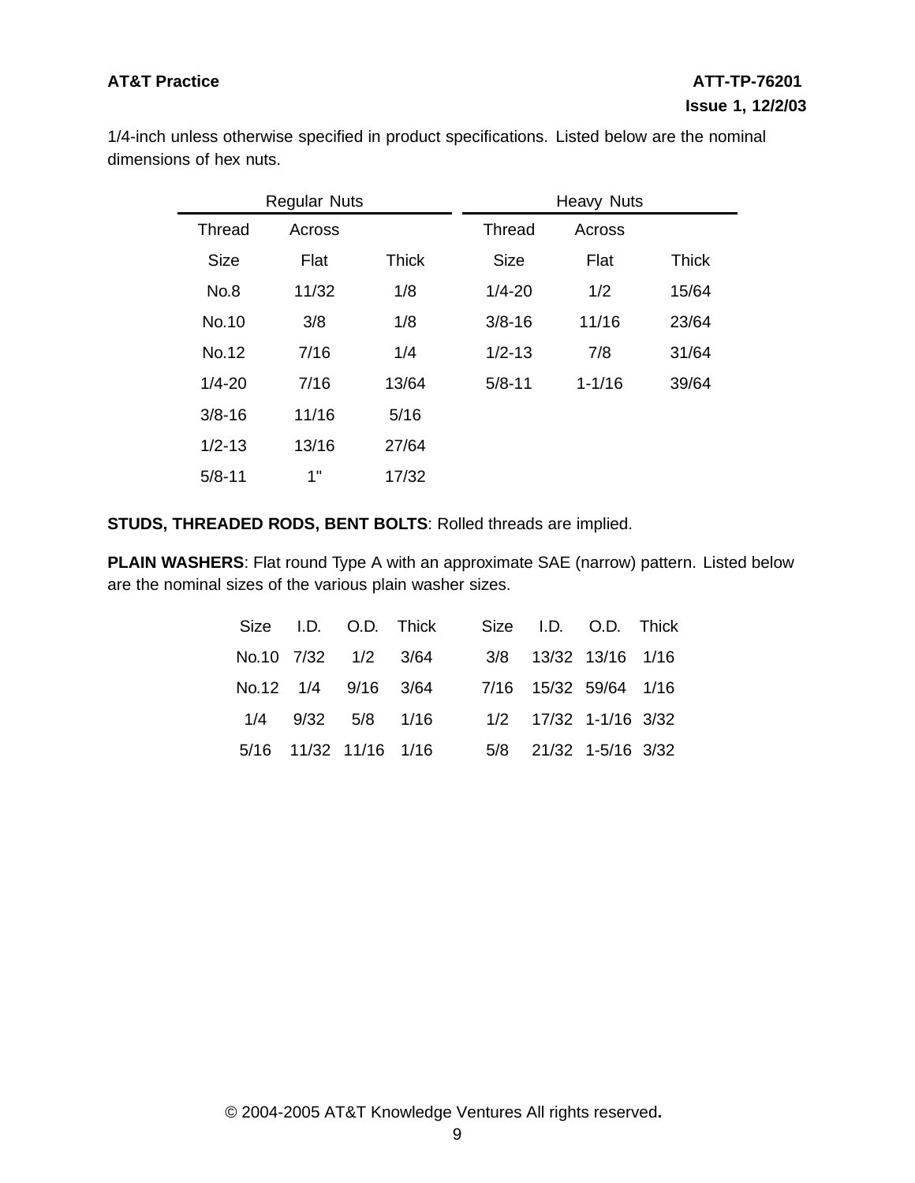1/4-inch unless otherwise specified in product specifications. Listed below are the nominal dimensions of hex nuts.

| Regular Nuts | | | Heavy Nuts | | |
|---|---|---|---|---|---|
| Thread Size | Across Flat | Thick | Thread Size | Across Flat | Thick |
| No.8 | 11/32 | 1/8 | 1/4-20 | 1/2 | 15/64 |
| No.10 | 3/8 | 1/8 | 3/8-16 | 11/16 | 23/64 |
| No.12 | 7/16 | 1/4 | 1/2-13 | 7/8 | 31/64 |
| 1/4-20 | 7/16 | 13/64 | 5/8-11 | 1-1/16 | 39/64 |
| 3/8-16 | 11/16 | 5/16 | | | |
| 1/2-13 | 13/16 | 27/64 | | | |
| 5/8-11 | 1" | 17/32 | | | |

**STUDS, THREADED RODS, BENT BOLTS**: Rolled threads are implied.

**PLAIN WASHERS**: Flat round Type A with an approximate SAE (narrow) pattern. Listed below are the nominal sizes of the various plain washer sizes.

| Size | I.D. | O.D. | Thick | Size | I.D. | O.D. | Thick |
|---|---|---|---|---|---|---|---|
| No.10 | 7/32 | 1/2 | 3/64 | 3/8 | 13/32 | 13/16 | 1/16 |
| No.12 | 1/4 | 9/16 | 3/64 | 7/16 | 15/32 | 59/64 | 1/16 |
| 1/4 | 9/32 | 5/8 | 1/16 | 1/2 | 17/32 | 1-1/16 | 3/32 |
| 5/16 | 11/32 | 11/16 | 1/16 | 5/8 | 21/32 | 1-5/16 | 3/32 |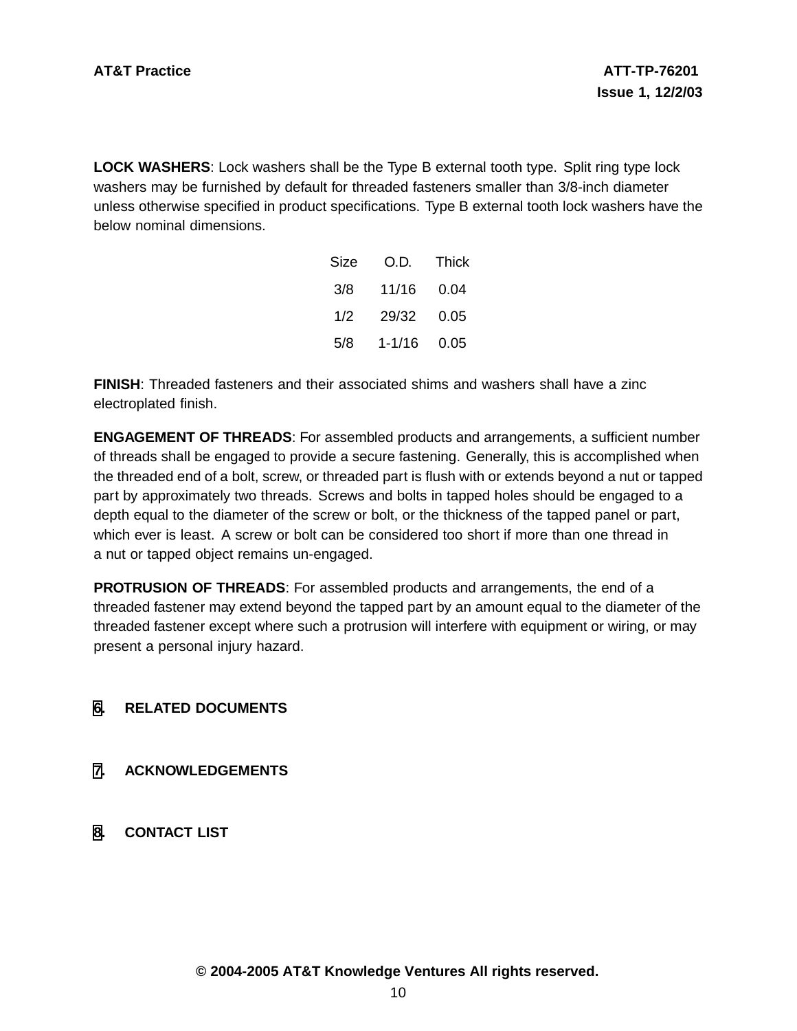**LOCK WASHERS**: Lock washers shall be the Type B external tooth type. Split ring type lock washers may be furnished by default for threaded fasteners smaller than 3/8-inch diameter unless otherwise specified in product specifications. Type B external tooth lock washers have the below nominal dimensions.

| Size | O.D. | Thick |
|---|---|---|
| 3/8 | 11/16 | 0.04 |
| 1/2 | 29/32 | 0.05 |
| 5/8 | 1-1/16 | 0.05 |

**FINISH**: Threaded fasteners and their associated shims and washers shall have a zinc electroplated finish.

**ENGAGEMENT OF THREADS**: For assembled products and arrangements, a sufficient number of threads shall be engaged to provide a secure fastening. Generally, this is accomplished when the threaded end of a bolt, screw, or threaded part is flush with or extends beyond a nut or tapped part by approximately two threads. Screws and bolts in tapped holes should be engaged to a depth equal to the diameter of the screw or bolt, or the thickness of the tapped panel or part, which ever is least. A screw or bolt can be considered too short if more than one thread in a nut or tapped object remains un-engaged.

**PROTRUSION OF THREADS**: For assembled products and arrangements, the end of a threaded fastener may extend beyond the tapped part by an amount equal to the diameter of the threaded fastener except where such a protrusion will interfere with equipment or wiring, or may present a personal injury hazard.

## 6. RELATED DOCUMENTS

## 7. ACKNOWLEDGEMENTS

## 8. CONTACT LIST

**© 2004-2005 AT&T Knowledge Ventures All rights reserved.**